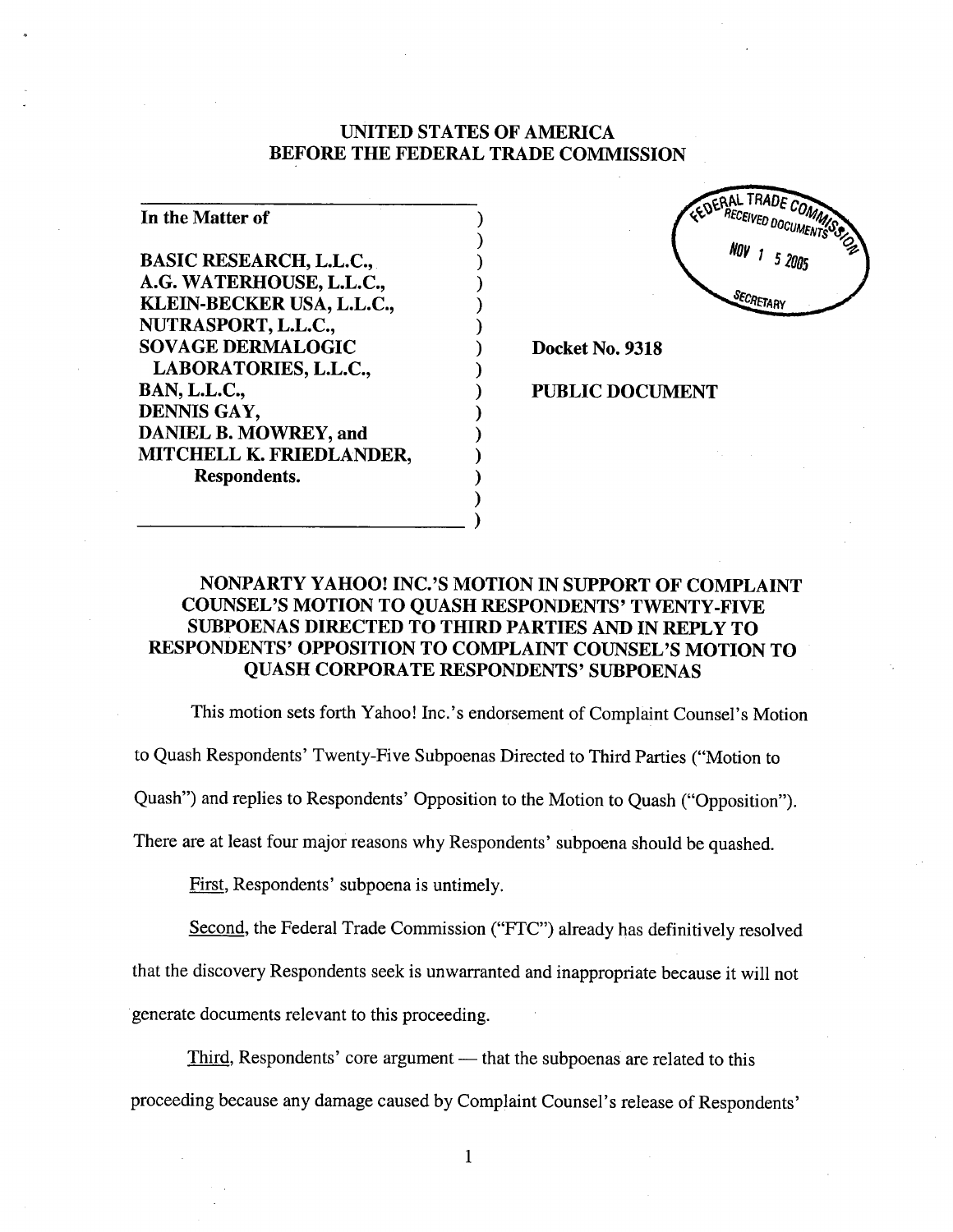# UNITED STATES OF AMERICA
# BEFORE THE FEDERAL TRADE COMMISSION

| | |
|---|---|
| **In the Matter of**<br><br>**BASIC RESEARCH, L.L.C.,**<br>**A.G. WATERHOUSE, L.L.C.,**<br>**KLEIN-BECKER USA, L.L.C.,**<br>**NUTRASPORT, L.L.C.,**<br>**SOVAGE DERMALOGIC LABORATORIES, L.L.C.,**<br>**BAN, L.L.C.,**<br>**DENNIS GAY,**<br>**DANIEL B. MOWREY, and**<br>**MITCHELL K. FRIEDLANDER,**<br>**Respondents.** | **Docket No. 9318**<br><br>**PUBLIC DOCUMENT** |

FEDERAL TRADE COMMISSION RECEIVED DOCUMENTS NOV 15 2005 SECRETARY

## NONPARTY YAHOO! INC.'S MOTION IN SUPPORT OF COMPLAINT COUNSEL'S MOTION TO QUASH RESPONDENTS' TWENTY-FIVE SUBPOENAS DIRECTED TO THIRD PARTIES AND IN REPLY TO RESPONDENTS' OPPOSITION TO COMPLAINT COUNSEL'S MOTION TO QUASH CORPORATE RESPONDENTS' SUBPOENAS

This motion sets forth Yahoo! Inc.'s endorsement of Complaint Counsel's Motion to Quash Respondents' Twenty-Five Subpoenas Directed to Third Parties ("Motion to Quash") and replies to Respondents' Opposition to the Motion to Quash ("Opposition"). There are at least four major reasons why Respondents' subpoena should be quashed.

First, Respondents' subpoena is untimely.

Second, the Federal Trade Commission ("FTC") already has definitively resolved that the discovery Respondents seek is unwarranted and inappropriate because it will not generate documents relevant to this proceeding.

Third, Respondents' core argument — that the subpoenas are related to this proceeding because any damage caused by Complaint Counsel's release of Respondents'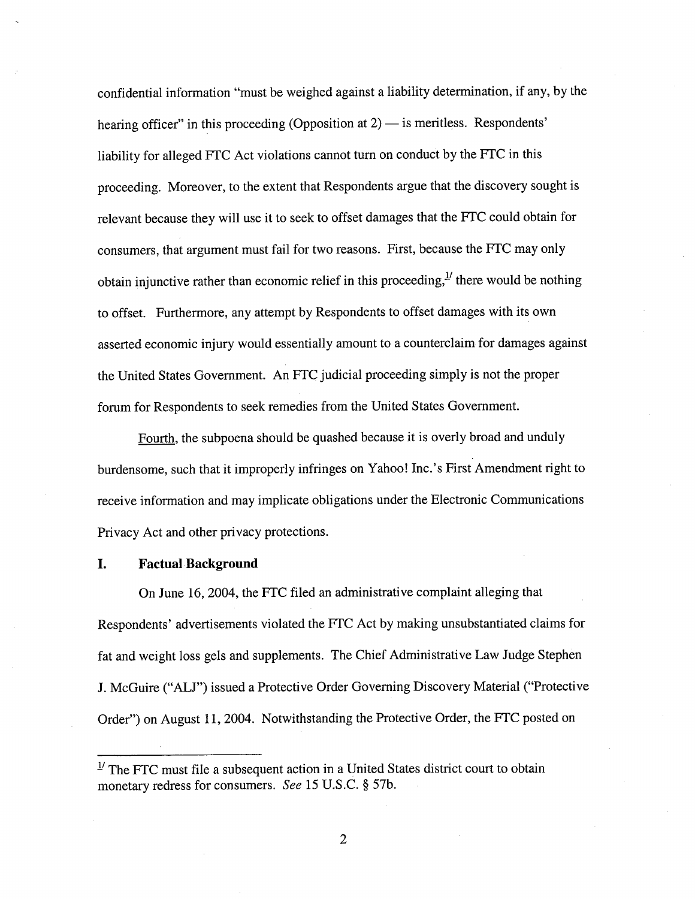confidential information "must be weighed against a liability determination, if any, by the hearing officer" in this proceeding (Opposition at 2) — is meritless. Respondents' liability for alleged FTC Act violations cannot turn on conduct by the FTC in this proceeding. Moreover, to the extent that Respondents argue that the discovery sought is relevant because they will use it to seek to offset damages that the FTC could obtain for consumers, that argument must fail for two reasons. First, because the FTC may only obtain injunctive rather than economic relief in this proceeding,[1] there would be nothing to offset. Furthermore, any attempt by Respondents to offset damages with its own asserted economic injury would essentially amount to a counterclaim for damages against the United States Government. An FTC judicial proceeding simply is not the proper forum for Respondents to seek remedies from the United States Government.

Fourth, the subpoena should be quashed because it is overly broad and unduly burdensome, such that it improperly infringes on Yahoo! Inc.'s First Amendment right to receive information and may implicate obligations under the Electronic Communications Privacy Act and other privacy protections.

## I. Factual Background

On June 16, 2004, the FTC filed an administrative complaint alleging that Respondents' advertisements violated the FTC Act by making unsubstantiated claims for fat and weight loss gels and supplements. The Chief Administrative Law Judge Stephen J. McGuire ("ALJ") issued a Protective Order Governing Discovery Material ("Protective Order") on August 11, 2004. Notwithstanding the Protective Order, the FTC posted on

---

[1] The FTC must file a subsequent action in a United States district court to obtain monetary redress for consumers. *See* 15 U.S.C. § 57b.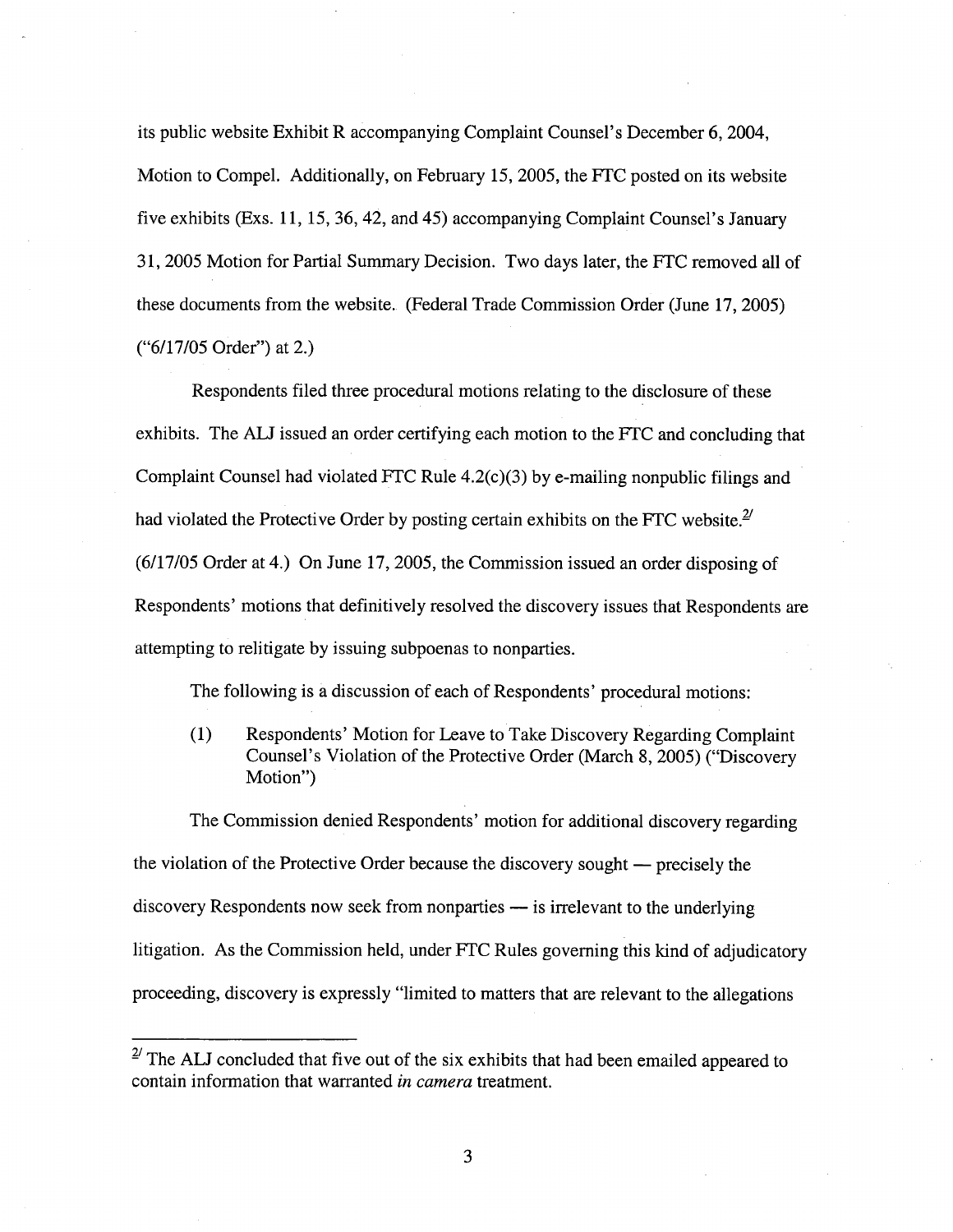its public website Exhibit R accompanying Complaint Counsel's December 6, 2004, Motion to Compel. Additionally, on February 15, 2005, the FTC posted on its website five exhibits (Exs. 11, 15, 36, 42, and 45) accompanying Complaint Counsel's January 31, 2005 Motion for Partial Summary Decision. Two days later, the FTC removed all of these documents from the website. (Federal Trade Commission Order (June 17, 2005) ("6/17/05 Order") at 2.)

Respondents filed three procedural motions relating to the disclosure of these exhibits. The ALJ issued an order certifying each motion to the FTC and concluding that Complaint Counsel had violated FTC Rule 4.2(c)(3) by e-mailing nonpublic filings and had violated the Protective Order by posting certain exhibits on the FTC website.[2] (6/17/05 Order at 4.) On June 17, 2005, the Commission issued an order disposing of Respondents' motions that definitively resolved the discovery issues that Respondents are attempting to relitigate by issuing subpoenas to nonparties.

The following is a discussion of each of Respondents' procedural motions:

(1) Respondents' Motion for Leave to Take Discovery Regarding Complaint Counsel's Violation of the Protective Order (March 8, 2005) ("Discovery Motion")

The Commission denied Respondents' motion for additional discovery regarding the violation of the Protective Order because the discovery sought — precisely the discovery Respondents now seek from nonparties — is irrelevant to the underlying litigation. As the Commission held, under FTC Rules governing this kind of adjudicatory proceeding, discovery is expressly "limited to matters that are relevant to the allegations

---

[2] The ALJ concluded that five out of the six exhibits that had been emailed appeared to contain information that warranted *in camera* treatment.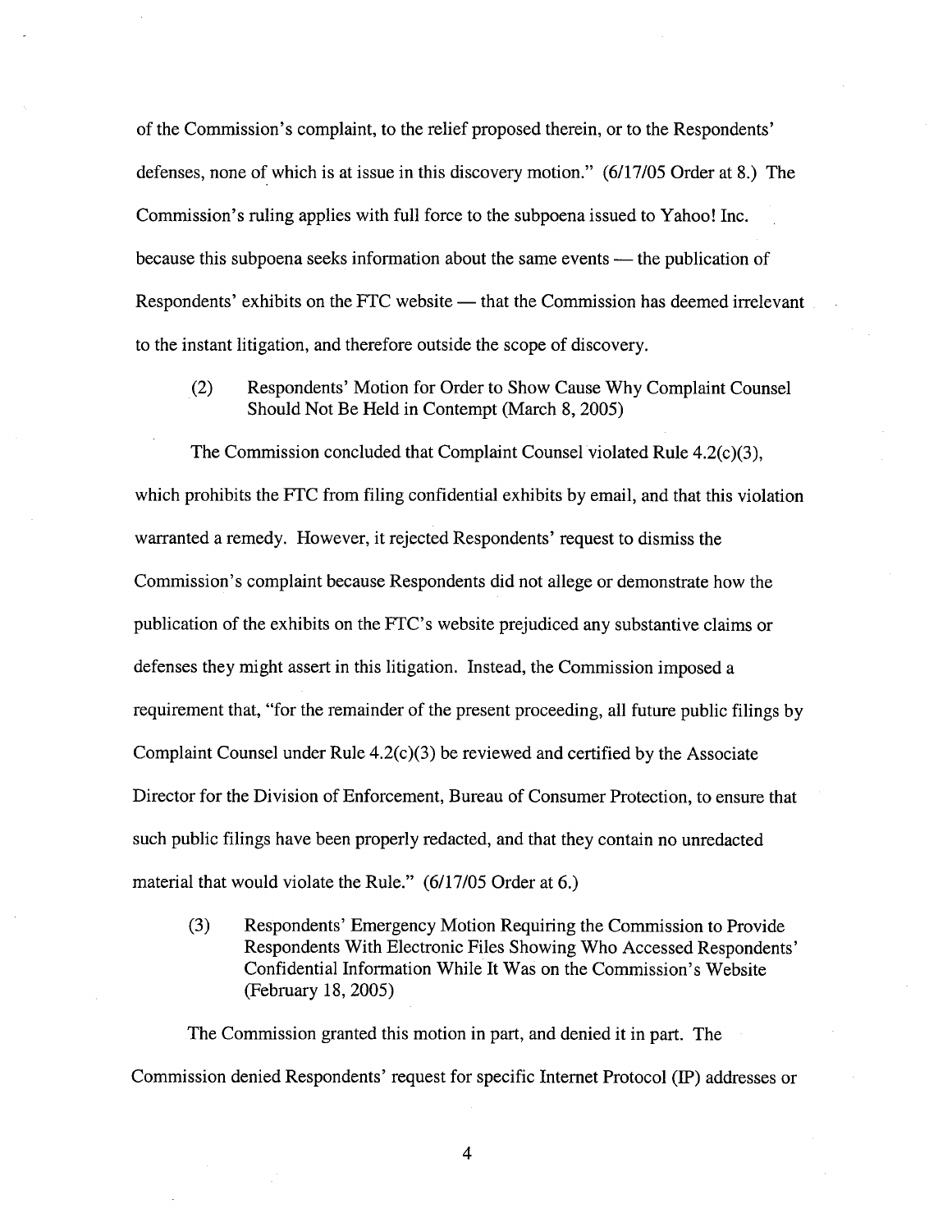of the Commission's complaint, to the relief proposed therein, or to the Respondents' defenses, none of which is at issue in this discovery motion." (6/17/05 Order at 8.) The Commission's ruling applies with full force to the subpoena issued to Yahoo! Inc. because this subpoena seeks information about the same events — the publication of Respondents' exhibits on the FTC website — that the Commission has deemed irrelevant to the instant litigation, and therefore outside the scope of discovery.

(2) Respondents' Motion for Order to Show Cause Why Complaint Counsel Should Not Be Held in Contempt (March 8, 2005)

The Commission concluded that Complaint Counsel violated Rule 4.2(c)(3), which prohibits the FTC from filing confidential exhibits by email, and that this violation warranted a remedy. However, it rejected Respondents' request to dismiss the Commission's complaint because Respondents did not allege or demonstrate how the publication of the exhibits on the FTC's website prejudiced any substantive claims or defenses they might assert in this litigation. Instead, the Commission imposed a requirement that, "for the remainder of the present proceeding, all future public filings by Complaint Counsel under Rule 4.2(c)(3) be reviewed and certified by the Associate Director for the Division of Enforcement, Bureau of Consumer Protection, to ensure that such public filings have been properly redacted, and that they contain no unredacted material that would violate the Rule." (6/17/05 Order at 6.)

(3) Respondents' Emergency Motion Requiring the Commission to Provide Respondents With Electronic Files Showing Who Accessed Respondents' Confidential Information While It Was on the Commission's Website (February 18, 2005)

The Commission granted this motion in part, and denied it in part. The Commission denied Respondents' request for specific Internet Protocol (IP) addresses or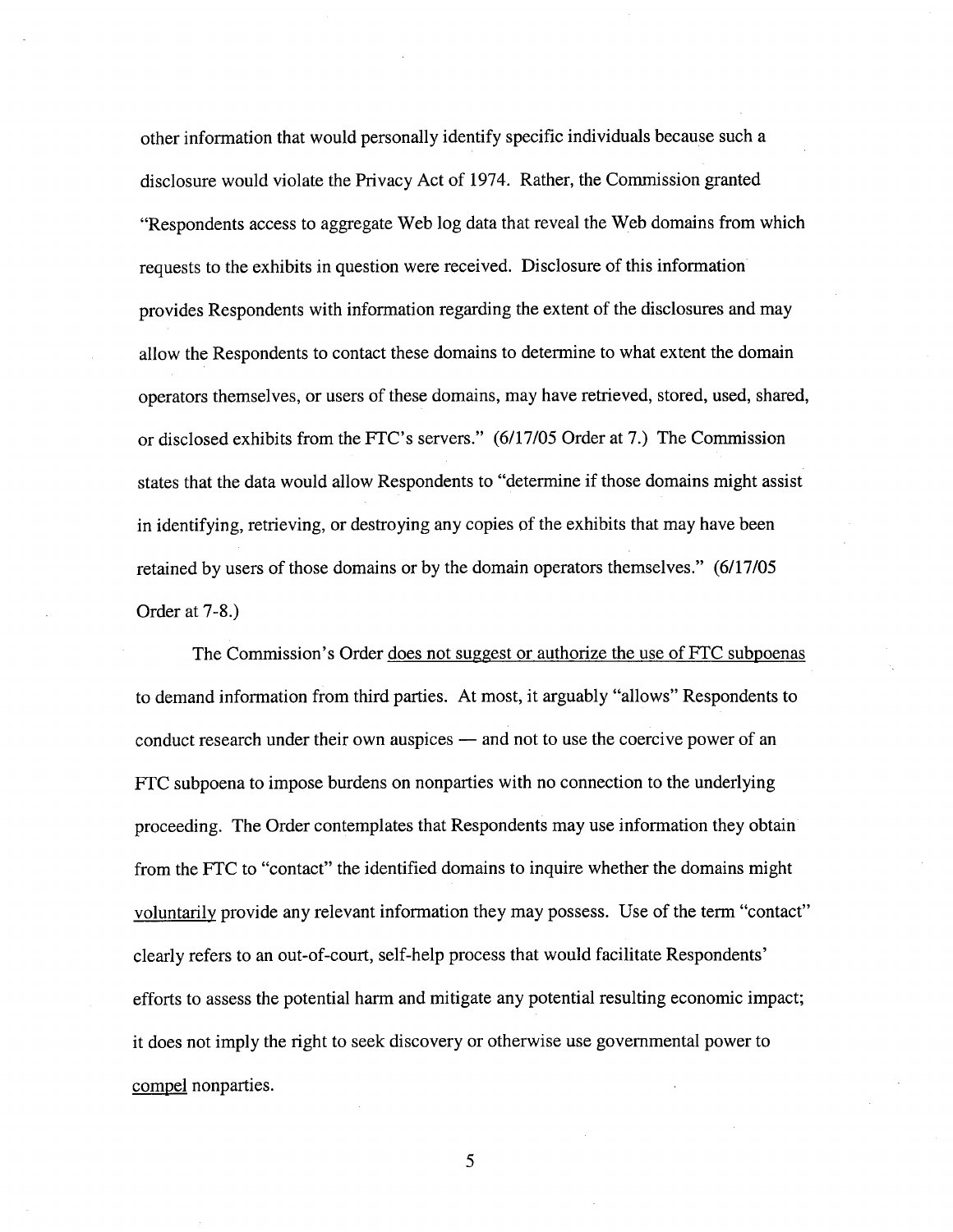other information that would personally identify specific individuals because such a disclosure would violate the Privacy Act of 1974. Rather, the Commission granted "Respondents access to aggregate Web log data that reveal the Web domains from which requests to the exhibits in question were received. Disclosure of this information provides Respondents with information regarding the extent of the disclosures and may allow the Respondents to contact these domains to determine to what extent the domain operators themselves, or users of these domains, may have retrieved, stored, used, shared, or disclosed exhibits from the FTC's servers." (6/17/05 Order at 7.) The Commission states that the data would allow Respondents to "determine if those domains might assist in identifying, retrieving, or destroying any copies of the exhibits that may have been retained by users of those domains or by the domain operators themselves." (6/17/05 Order at 7-8.)

The Commission's Order <u>does not suggest or authorize the use of FTC subpoenas</u> to demand information from third parties. At most, it arguably "allows" Respondents to conduct research under their own auspices — and not to use the coercive power of an FTC subpoena to impose burdens on nonparties with no connection to the underlying proceeding. The Order contemplates that Respondents may use information they obtain from the FTC to "contact" the identified domains to inquire whether the domains might <u>voluntarily</u> provide any relevant information they may possess. Use of the term "contact" clearly refers to an out-of-court, self-help process that would facilitate Respondents' efforts to assess the potential harm and mitigate any potential resulting economic impact; it does not imply the right to seek discovery or otherwise use governmental power to <u>compel</u> nonparties.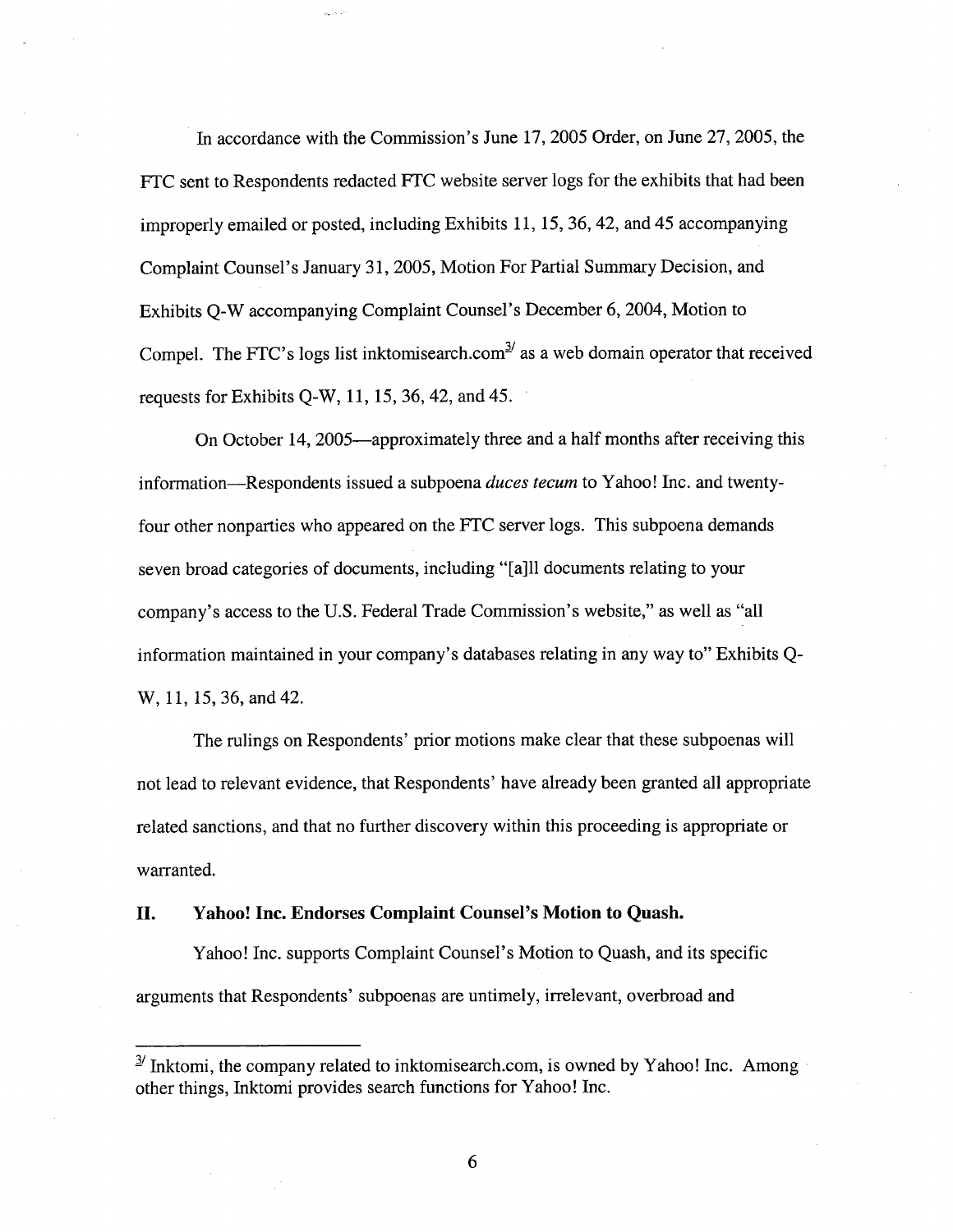In accordance with the Commission's June 17, 2005 Order, on June 27, 2005, the FTC sent to Respondents redacted FTC website server logs for the exhibits that had been improperly emailed or posted, including Exhibits 11, 15, 36, 42, and 45 accompanying Complaint Counsel's January 31, 2005, Motion For Partial Summary Decision, and Exhibits Q-W accompanying Complaint Counsel's December 6, 2004, Motion to Compel. The FTC's logs list inktomisearch.com[3] as a web domain operator that received requests for Exhibits Q-W, 11, 15, 36, 42, and 45.

On October 14, 2005—approximately three and a half months after receiving this information—Respondents issued a subpoena *duces tecum* to Yahoo! Inc. and twenty-four other nonparties who appeared on the FTC server logs. This subpoena demands seven broad categories of documents, including "[a]ll documents relating to your company's access to the U.S. Federal Trade Commission's website," as well as "all information maintained in your company's databases relating in any way to" Exhibits Q-W, 11, 15, 36, and 42.

The rulings on Respondents' prior motions make clear that these subpoenas will not lead to relevant evidence, that Respondents' have already been granted all appropriate related sanctions, and that no further discovery within this proceeding is appropriate or warranted.

## II. Yahoo! Inc. Endorses Complaint Counsel's Motion to Quash.

Yahoo! Inc. supports Complaint Counsel's Motion to Quash, and its specific arguments that Respondents' subpoenas are untimely, irrelevant, overbroad and

---

[3] Inktomi, the company related to inktomisearch.com, is owned by Yahoo! Inc. Among other things, Inktomi provides search functions for Yahoo! Inc.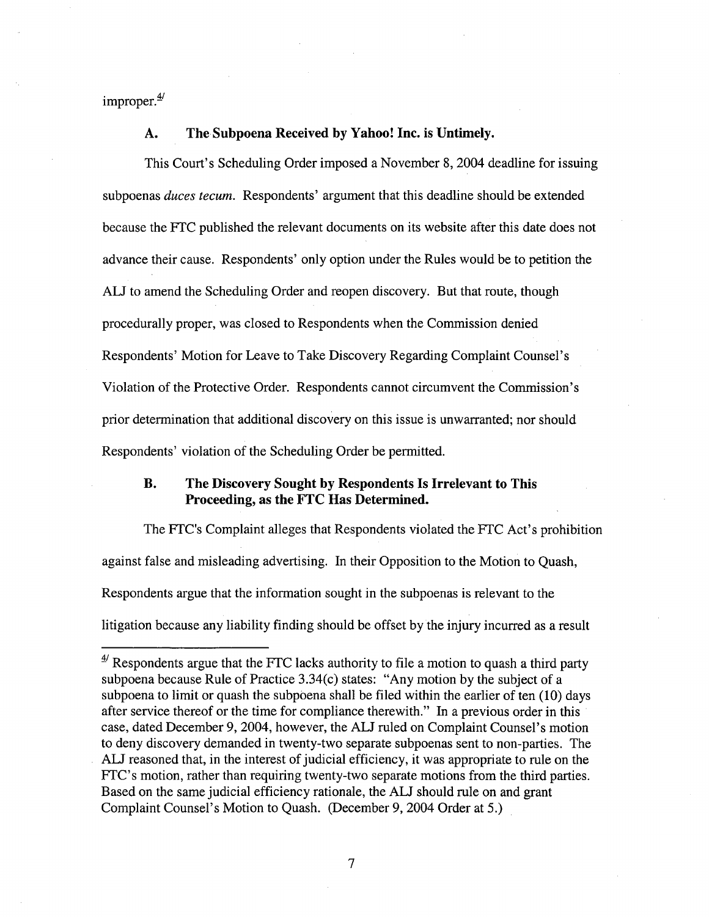improper.[4]

### A. The Subpoena Received by Yahoo! Inc. is Untimely.

This Court's Scheduling Order imposed a November 8, 2004 deadline for issuing subpoenas *duces tecum*. Respondents' argument that this deadline should be extended because the FTC published the relevant documents on its website after this date does not advance their cause. Respondents' only option under the Rules would be to petition the ALJ to amend the Scheduling Order and reopen discovery. But that route, though procedurally proper, was closed to Respondents when the Commission denied Respondents' Motion for Leave to Take Discovery Regarding Complaint Counsel's Violation of the Protective Order. Respondents cannot circumvent the Commission's prior determination that additional discovery on this issue is unwarranted; nor should Respondents' violation of the Scheduling Order be permitted.

### B. The Discovery Sought by Respondents Is Irrelevant to This Proceeding, as the FTC Has Determined.

The FTC's Complaint alleges that Respondents violated the FTC Act's prohibition against false and misleading advertising. In their Opposition to the Motion to Quash, Respondents argue that the information sought in the subpoenas is relevant to the litigation because any liability finding should be offset by the injury incurred as a result

---

[4] Respondents argue that the FTC lacks authority to file a motion to quash a third party subpoena because Rule of Practice 3.34(c) states: "Any motion by the subject of a subpoena to limit or quash the subpoena shall be filed within the earlier of ten (10) days after service thereof or the time for compliance therewith." In a previous order in this case, dated December 9, 2004, however, the ALJ ruled on Complaint Counsel's motion to deny discovery demanded in twenty-two separate subpoenas sent to non-parties. The ALJ reasoned that, in the interest of judicial efficiency, it was appropriate to rule on the FTC's motion, rather than requiring twenty-two separate motions from the third parties. Based on the same judicial efficiency rationale, the ALJ should rule on and grant Complaint Counsel's Motion to Quash. (December 9, 2004 Order at 5.)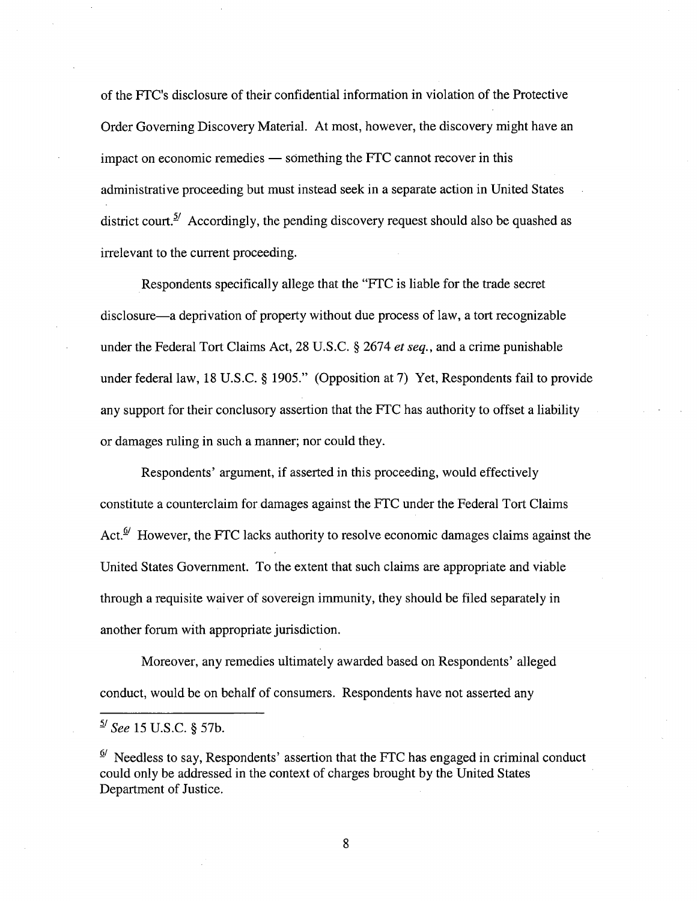of the FTC's disclosure of their confidential information in violation of the Protective Order Governing Discovery Material. At most, however, the discovery might have an impact on economic remedies — something the FTC cannot recover in this administrative proceeding but must instead seek in a separate action in United States district court.[5] Accordingly, the pending discovery request should also be quashed as irrelevant to the current proceeding.

Respondents specifically allege that the "FTC is liable for the trade secret disclosure—a deprivation of property without due process of law, a tort recognizable under the Federal Tort Claims Act, 28 U.S.C. § 2674 *et seq.*, and a crime punishable under federal law, 18 U.S.C. § 1905." (Opposition at 7) Yet, Respondents fail to provide any support for their conclusory assertion that the FTC has authority to offset a liability or damages ruling in such a manner; nor could they.

Respondents' argument, if asserted in this proceeding, would effectively constitute a counterclaim for damages against the FTC under the Federal Tort Claims Act.[6] However, the FTC lacks authority to resolve economic damages claims against the United States Government. To the extent that such claims are appropriate and viable through a requisite waiver of sovereign immunity, they should be filed separately in another forum with appropriate jurisdiction.

Moreover, any remedies ultimately awarded based on Respondents' alleged conduct, would be on behalf of consumers. Respondents have not asserted any

---

[5] *See* 15 U.S.C. § 57b.

[6] Needless to say, Respondents' assertion that the FTC has engaged in criminal conduct could only be addressed in the context of charges brought by the United States Department of Justice.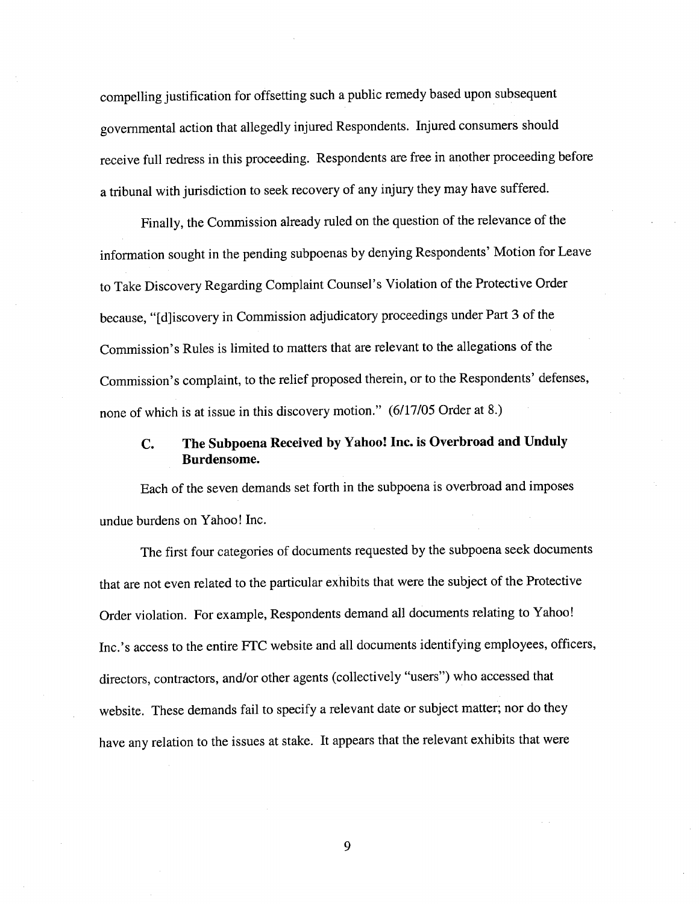compelling justification for offsetting such a public remedy based upon subsequent governmental action that allegedly injured Respondents. Injured consumers should receive full redress in this proceeding. Respondents are free in another proceeding before a tribunal with jurisdiction to seek recovery of any injury they may have suffered.

Finally, the Commission already ruled on the question of the relevance of the information sought in the pending subpoenas by denying Respondents' Motion for Leave to Take Discovery Regarding Complaint Counsel's Violation of the Protective Order because, "[d]iscovery in Commission adjudicatory proceedings under Part 3 of the Commission's Rules is limited to matters that are relevant to the allegations of the Commission's complaint, to the relief proposed therein, or to the Respondents' defenses, none of which is at issue in this discovery motion." (6/17/05 Order at 8.)

### C. The Subpoena Received by Yahoo! Inc. is Overbroad and Unduly Burdensome.

Each of the seven demands set forth in the subpoena is overbroad and imposes undue burdens on Yahoo! Inc.

The first four categories of documents requested by the subpoena seek documents that are not even related to the particular exhibits that were the subject of the Protective Order violation. For example, Respondents demand all documents relating to Yahoo! Inc.'s access to the entire FTC website and all documents identifying employees, officers, directors, contractors, and/or other agents (collectively "users") who accessed that website. These demands fail to specify a relevant date or subject matter; nor do they have any relation to the issues at stake. It appears that the relevant exhibits that were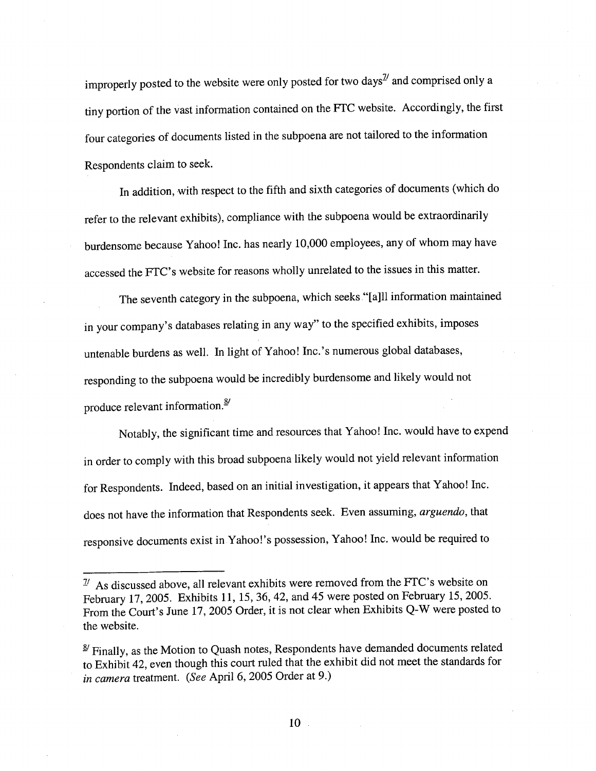improperly posted to the website were only posted for two days[7] and comprised only a tiny portion of the vast information contained on the FTC website. Accordingly, the first four categories of documents listed in the subpoena are not tailored to the information Respondents claim to seek.

In addition, with respect to the fifth and sixth categories of documents (which do refer to the relevant exhibits), compliance with the subpoena would be extraordinarily burdensome because Yahoo! Inc. has nearly 10,000 employees, any of whom may have accessed the FTC's website for reasons wholly unrelated to the issues in this matter.

The seventh category in the subpoena, which seeks "[a]ll information maintained in your company's databases relating in any way" to the specified exhibits, imposes untenable burdens as well. In light of Yahoo! Inc.'s numerous global databases, responding to the subpoena would be incredibly burdensome and likely would not produce relevant information.[8]

Notably, the significant time and resources that Yahoo! Inc. would have to expend in order to comply with this broad subpoena likely would not yield relevant information for Respondents. Indeed, based on an initial investigation, it appears that Yahoo! Inc. does not have the information that Respondents seek. Even assuming, *arguendo*, that responsive documents exist in Yahoo!'s possession, Yahoo! Inc. would be required to

---

[7] As discussed above, all relevant exhibits were removed from the FTC's website on February 17, 2005. Exhibits 11, 15, 36, 42, and 45 were posted on February 15, 2005. From the Court's June 17, 2005 Order, it is not clear when Exhibits Q-W were posted to the website.

[8] Finally, as the Motion to Quash notes, Respondents have demanded documents related to Exhibit 42, even though this court ruled that the exhibit did not meet the standards for *in camera* treatment. (*See* April 6, 2005 Order at 9.)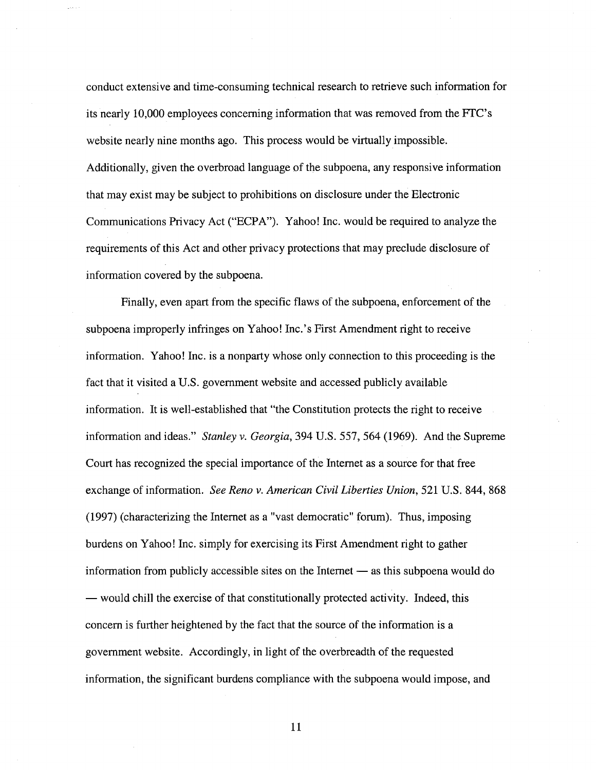conduct extensive and time-consuming technical research to retrieve such information for its nearly 10,000 employees concerning information that was removed from the FTC's website nearly nine months ago. This process would be virtually impossible. Additionally, given the overbroad language of the subpoena, any responsive information that may exist may be subject to prohibitions on disclosure under the Electronic Communications Privacy Act ("ECPA"). Yahoo! Inc. would be required to analyze the requirements of this Act and other privacy protections that may preclude disclosure of information covered by the subpoena.

Finally, even apart from the specific flaws of the subpoena, enforcement of the subpoena improperly infringes on Yahoo! Inc.'s First Amendment right to receive information. Yahoo! Inc. is a nonparty whose only connection to this proceeding is the fact that it visited a U.S. government website and accessed publicly available information. It is well-established that "the Constitution protects the right to receive information and ideas." *Stanley v. Georgia*, 394 U.S. 557, 564 (1969). And the Supreme Court has recognized the special importance of the Internet as a source for that free exchange of information. *See Reno v. American Civil Liberties Union*, 521 U.S. 844, 868 (1997) (characterizing the Internet as a "vast democratic" forum). Thus, imposing burdens on Yahoo! Inc. simply for exercising its First Amendment right to gather information from publicly accessible sites on the Internet — as this subpoena would do — would chill the exercise of that constitutionally protected activity. Indeed, this concern is further heightened by the fact that the source of the information is a government website. Accordingly, in light of the overbreadth of the requested information, the significant burdens compliance with the subpoena would impose, and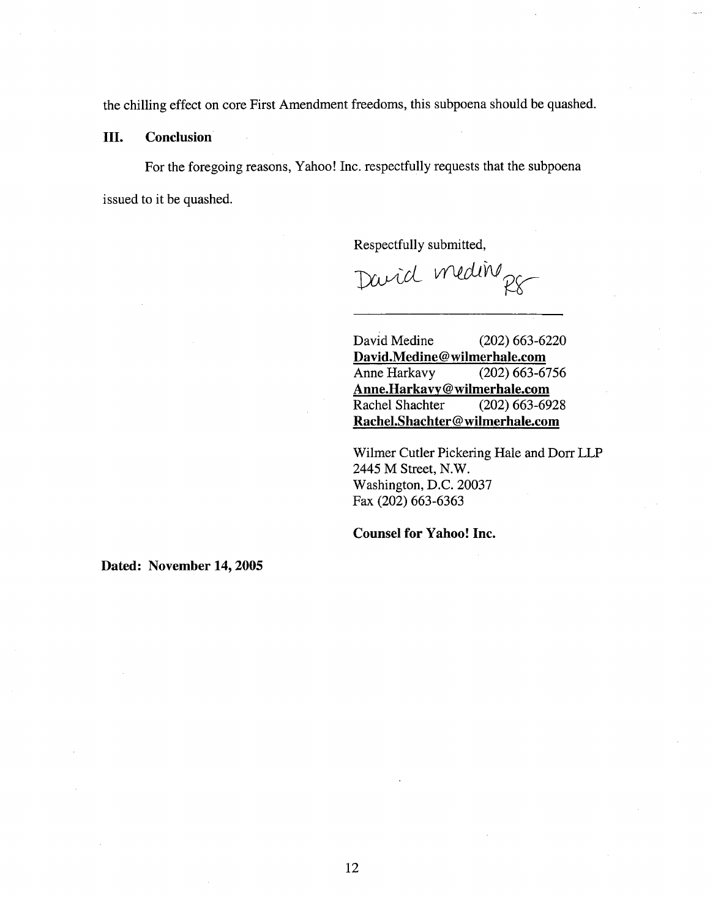the chilling effect on core First Amendment freedoms, this subpoena should be quashed.

## III. Conclusion

For the foregoing reasons, Yahoo! Inc. respectfully requests that the subpoena issued to it be quashed.

Respectfully submitted,

David Medine RS

David Medine (202) 663-6220
**David.Medine@wilmerhale.com**
Anne Harkavy (202) 663-6756
**Anne.Harkavy@wilmerhale.com**
Rachel Shachter (202) 663-6928
**Rachel.Shachter@wilmerhale.com**

Wilmer Cutler Pickering Hale and Dorr LLP
2445 M Street, N.W.
Washington, D.C. 20037
Fax (202) 663-6363

**Counsel for Yahoo! Inc.**

**Dated: November 14, 2005**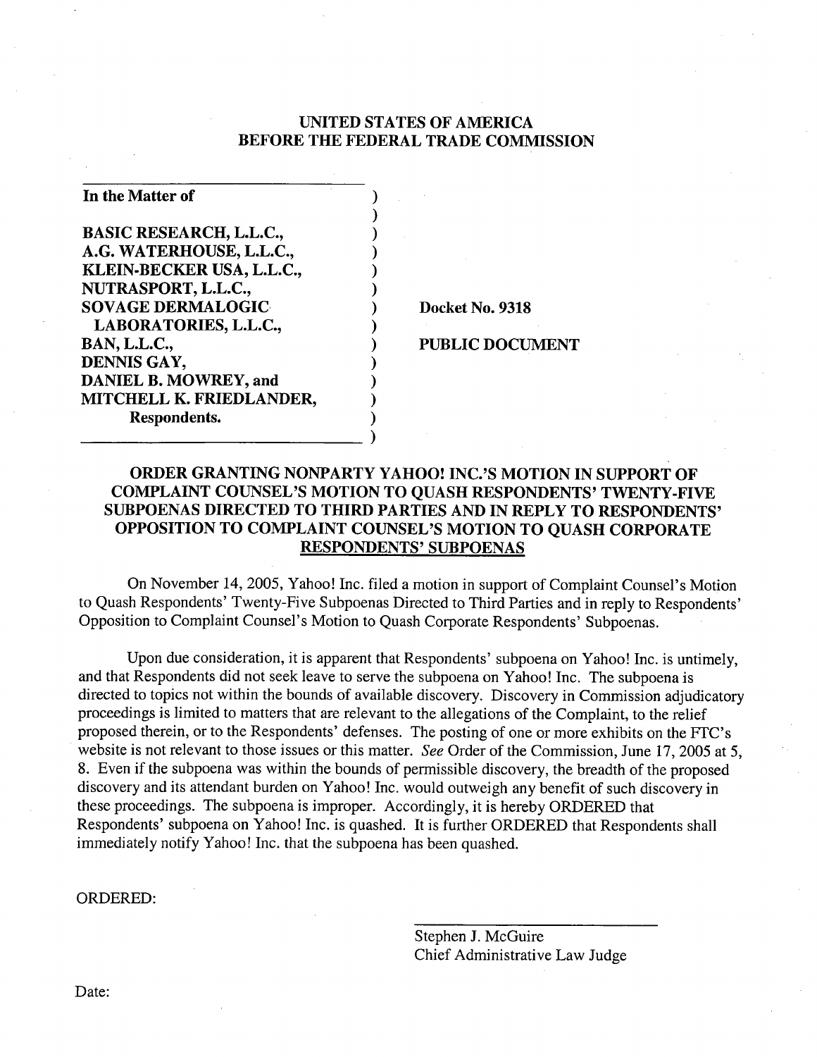UNITED STATES OF AMERICA
BEFORE THE FEDERAL TRADE COMMISSION

| | | |
|---|---|---|
| **In the Matter of** | ) | |
| | ) | |
| **BASIC RESEARCH, L.L.C.,** | ) | |
| **A.G. WATERHOUSE, L.L.C.,** | ) | |
| **KLEIN-BECKER USA, L.L.C.,** | ) | |
| **NUTRASPORT, L.L.C.,** | ) | |
| **SOVAGE DERMALOGIC** | ) | **Docket No. 9318** |
| **LABORATORIES, L.L.C.,** | ) | |
| **BAN, L.L.C.,** | ) | **PUBLIC DOCUMENT** |
| **DENNIS GAY,** | ) | |
| **DANIEL B. MOWREY, and** | ) | |
| **MITCHELL K. FRIEDLANDER,** | ) | |
| **Respondents.** | ) | |
| | ) | |

**ORDER GRANTING NONPARTY YAHOO! INC.'S MOTION IN SUPPORT OF COMPLAINT COUNSEL'S MOTION TO QUASH RESPONDENTS' TWENTY-FIVE SUBPOENAS DIRECTED TO THIRD PARTIES AND IN REPLY TO RESPONDENTS' OPPOSITION TO COMPLAINT COUNSEL'S MOTION TO QUASH CORPORATE RESPONDENTS' SUBPOENAS**

On November 14, 2005, Yahoo! Inc. filed a motion in support of Complaint Counsel's Motion to Quash Respondents' Twenty-Five Subpoenas Directed to Third Parties and in reply to Respondents' Opposition to Complaint Counsel's Motion to Quash Corporate Respondents' Subpoenas.

Upon due consideration, it is apparent that Respondents' subpoena on Yahoo! Inc. is untimely, and that Respondents did not seek leave to serve the subpoena on Yahoo! Inc. The subpoena is directed to topics not within the bounds of available discovery. Discovery in Commission adjudicatory proceedings is limited to matters that are relevant to the allegations of the Complaint, to the relief proposed therein, or to the Respondents' defenses. The posting of one or more exhibits on the FTC's website is not relevant to those issues or this matter. *See* Order of the Commission, June 17, 2005 at 5, 8. Even if the subpoena was within the bounds of permissible discovery, the breadth of the proposed discovery and its attendant burden on Yahoo! Inc. would outweigh any benefit of such discovery in these proceedings. The subpoena is improper. Accordingly, it is hereby ORDERED that Respondents' subpoena on Yahoo! Inc. is quashed. It is further ORDERED that Respondents shall immediately notify Yahoo! Inc. that the subpoena has been quashed.

ORDERED:

Stephen J. McGuire
Chief Administrative Law Judge

Date: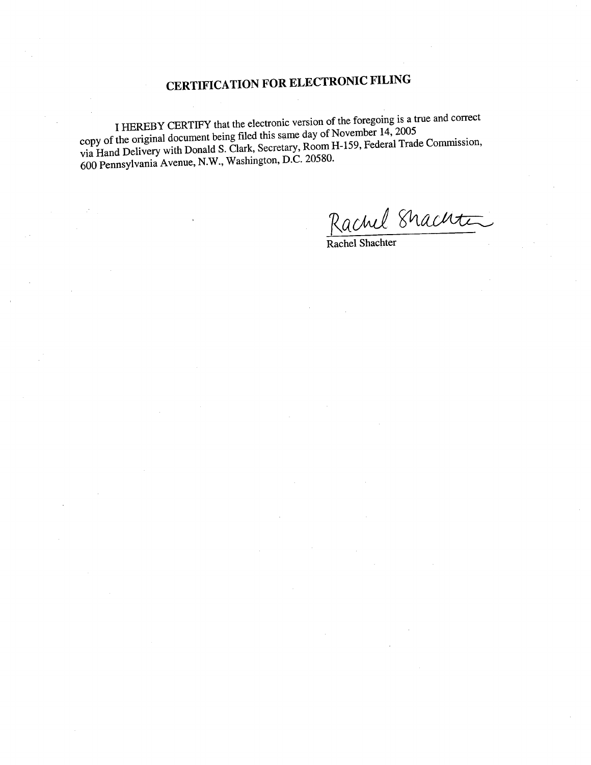# CERTIFICATION FOR ELECTRONIC FILING

I HEREBY CERTIFY that the electronic version of the foregoing is a true and correct copy of the original document being filed this same day of November 14, 2005 via Hand Delivery with Donald S. Clark, Secretary, Room H-159, Federal Trade Commission, 600 Pennsylvania Avenue, N.W., Washington, D.C. 20580.

Rachel Shachter

Rachel Shachter